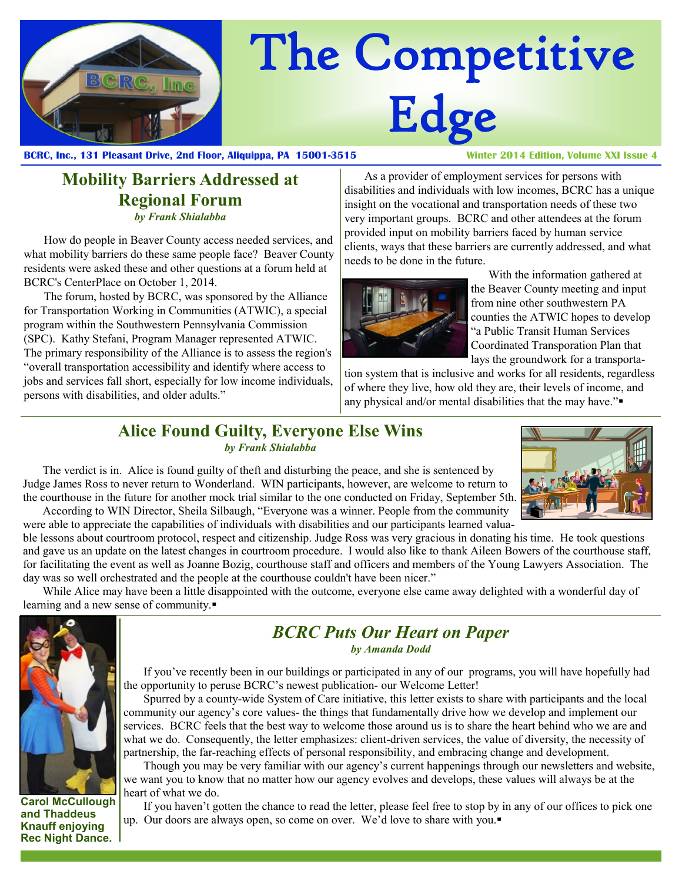# The Competitive Edge

**BCRC, Inc., 131 Pleasant Drive, 2nd Floor, Aliquippa, PA 15001-3515**

**Winter 2014 Edition, Volume XXI Issue 4**

## Mobility Barriers Addressed at Regional Forum

***by Frank Shialabba***

How do people in Beaver County access needed services, and what mobility barriers do these same people face? Beaver County residents were asked these and other questions at a forum held at BCRC's CenterPlace on October 1, 2014.

The forum, hosted by BCRC, was sponsored by the Alliance for Transportation Working in Communities (ATWIC), a special program within the Southwestern Pennsylvania Commission (SPC). Kathy Stefani, Program Manager represented ATWIC. The primary responsibility of the Alliance is to assess the region's "overall transportation accessibility and identify where access to jobs and services fall short, especially for low income individuals, persons with disabilities, and older adults."

As a provider of employment services for persons with disabilities and individuals with low incomes, BCRC has a unique insight on the vocational and transportation needs of these two very important groups. BCRC and other attendees at the forum provided input on mobility barriers faced by human service clients, ways that these barriers are currently addressed, and what needs to be done in the future.

With the information gathered at the Beaver County meeting and input from nine other southwestern PA counties the ATWIC hopes to develop "a Public Transit Human Services Coordinated Transporation Plan that lays the groundwork for a transportation system that is inclusive and works for all residents, regardless of where they live, how old they are, their levels of income, and any physical and/or mental disabilities that the may have."▪

## Alice Found Guilty, Everyone Else Wins

***by Frank Shialabba***

The verdict is in. Alice is found guilty of theft and disturbing the peace, and she is sentenced by Judge James Ross to never return to Wonderland. WIN participants, however, are welcome to return to the courthouse in the future for another mock trial similar to the one conducted on Friday, September 5th.

According to WIN Director, Sheila Silbaugh, "Everyone was a winner. People from the community were able to appreciate the capabilities of individuals with disabilities and our participants learned valuable lessons about courtroom protocol, respect and citizenship. Judge Ross was very gracious in donating his time. He took questions and gave us an update on the latest changes in courtroom procedure. I would also like to thank Aileen Bowers of the courthouse staff, for facilitating the event as well as Joanne Bozig, courthouse staff and officers and members of the Young Lawyers Association. The day was so well orchestrated and the people at the courthouse couldn't have been nicer."

While Alice may have been a little disappointed with the outcome, everyone else came away delighted with a wonderful day of learning and a new sense of community.▪

**Carol McCullough and Thaddeus Knauff enjoying Rec Night Dance.**

## *BCRC Puts Our Heart on Paper*

***by Amanda Dodd***

If you've recently been in our buildings or participated in any of our programs, you will have hopefully had the opportunity to peruse BCRC's newest publication- our Welcome Letter!

Spurred by a county-wide System of Care initiative, this letter exists to share with participants and the local community our agency's core values- the things that fundamentally drive how we develop and implement our services. BCRC feels that the best way to welcome those around us is to share the heart behind who we are and what we do. Consequently, the letter emphasizes: client-driven services, the value of diversity, the necessity of partnership, the far-reaching effects of personal responsibility, and embracing change and development.

Though you may be very familiar with our agency's current happenings through our newsletters and website, we want you to know that no matter how our agency evolves and develops, these values will always be at the heart of what we do.

If you haven't gotten the chance to read the letter, please feel free to stop by in any of our offices to pick one up. Our doors are always open, so come on over. We'd love to share with you.▪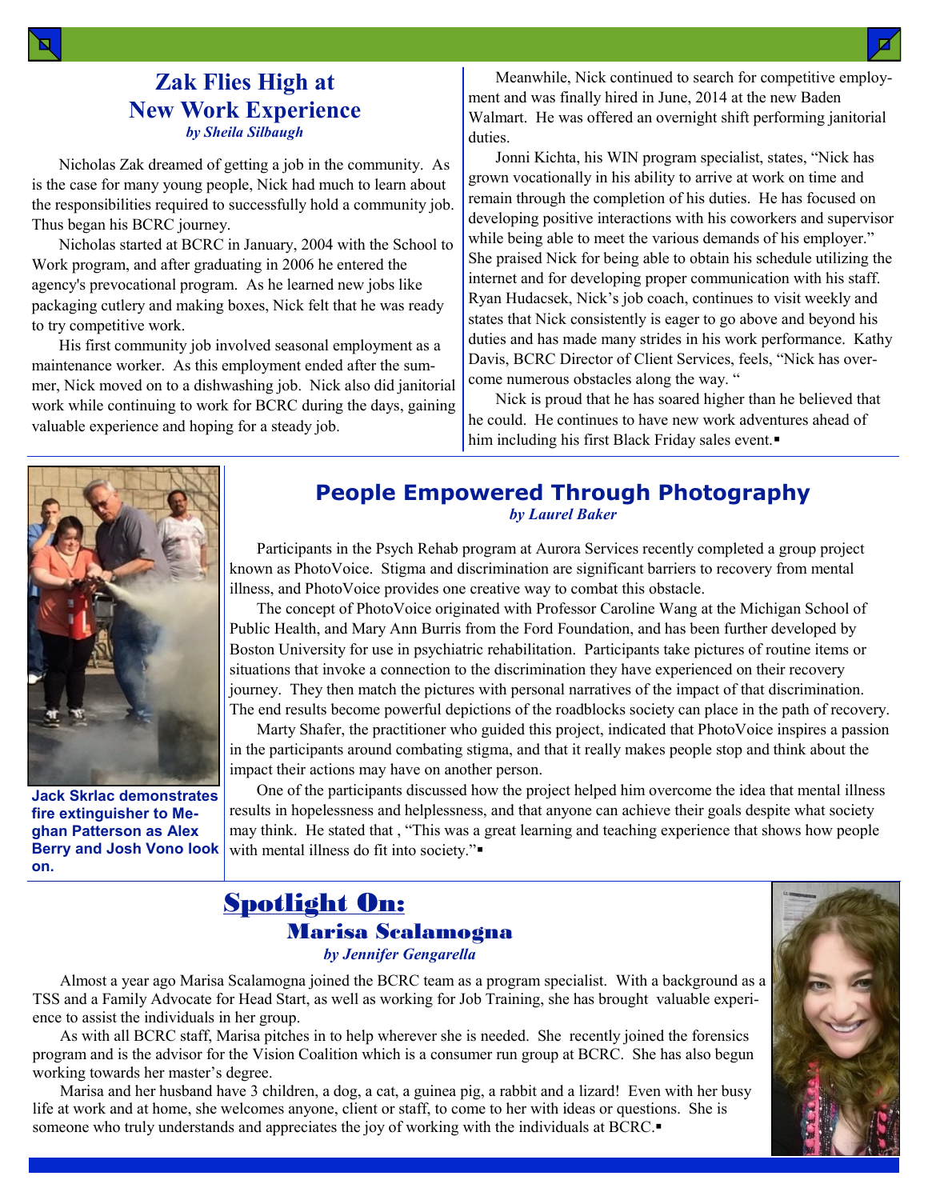## Zak Flies High at New Work Experience

*by Sheila Silbaugh*

Nicholas Zak dreamed of getting a job in the community. As is the case for many young people, Nick had much to learn about the responsibilities required to successfully hold a community job. Thus began his BCRC journey.

Nicholas started at BCRC in January, 2004 with the School to Work program, and after graduating in 2006 he entered the agency's prevocational program. As he learned new jobs like packaging cutlery and making boxes, Nick felt that he was ready to try competitive work.

His first community job involved seasonal employment as a maintenance worker. As this employment ended after the summer, Nick moved on to a dishwashing job. Nick also did janitorial work while continuing to work for BCRC during the days, gaining valuable experience and hoping for a steady job.

Meanwhile, Nick continued to search for competitive employment and was finally hired in June, 2014 at the new Baden Walmart. He was offered an overnight shift performing janitorial duties.

Jonni Kichta, his WIN program specialist, states, "Nick has grown vocationally in his ability to arrive at work on time and remain through the completion of his duties. He has focused on developing positive interactions with his coworkers and supervisor while being able to meet the various demands of his employer." She praised Nick for being able to obtain his schedule utilizing the internet and for developing proper communication with his staff. Ryan Hudacsek, Nick's job coach, continues to visit weekly and states that Nick consistently is eager to go above and beyond his duties and has made many strides in his work performance. Kathy Davis, BCRC Director of Client Services, feels, "Nick has overcome numerous obstacles along the way. "

Nick is proud that he has soared higher than he believed that he could. He continues to have new work adventures ahead of him including his first Black Friday sales event.▪

**Jack Skrlac demonstrates fire extinguisher to Meghan Patterson as Alex Berry and Josh Vono look on.**

## People Empowered Through Photography

*by Laurel Baker*

Participants in the Psych Rehab program at Aurora Services recently completed a group project known as PhotoVoice. Stigma and discrimination are significant barriers to recovery from mental illness, and PhotoVoice provides one creative way to combat this obstacle.

The concept of PhotoVoice originated with Professor Caroline Wang at the Michigan School of Public Health, and Mary Ann Burris from the Ford Foundation, and has been further developed by Boston University for use in psychiatric rehabilitation. Participants take pictures of routine items or situations that invoke a connection to the discrimination they have experienced on their recovery journey. They then match the pictures with personal narratives of the impact of that discrimination. The end results become powerful depictions of the roadblocks society can place in the path of recovery.

Marty Shafer, the practitioner who guided this project, indicated that PhotoVoice inspires a passion in the participants around combating stigma, and that it really makes people stop and think about the impact their actions may have on another person.

One of the participants discussed how the project helped him overcome the idea that mental illness results in hopelessness and helplessness, and that anyone can achieve their goals despite what society may think. He stated that , "This was a great learning and teaching experience that shows how people with mental illness do fit into society."▪

## Spotlight On:
### Marisa Scalamogna

*by Jennifer Gengarella*

Almost a year ago Marisa Scalamogna joined the BCRC team as a program specialist. With a background as a TSS and a Family Advocate for Head Start, as well as working for Job Training, she has brought valuable experience to assist the individuals in her group.

As with all BCRC staff, Marisa pitches in to help wherever she is needed. She recently joined the forensics program and is the advisor for the Vision Coalition which is a consumer run group at BCRC. She has also begun working towards her master's degree.

Marisa and her husband have 3 children, a dog, a cat, a guinea pig, a rabbit and a lizard! Even with her busy life at work and at home, she welcomes anyone, client or staff, to come to her with ideas or questions. She is someone who truly understands and appreciates the joy of working with the individuals at BCRC.▪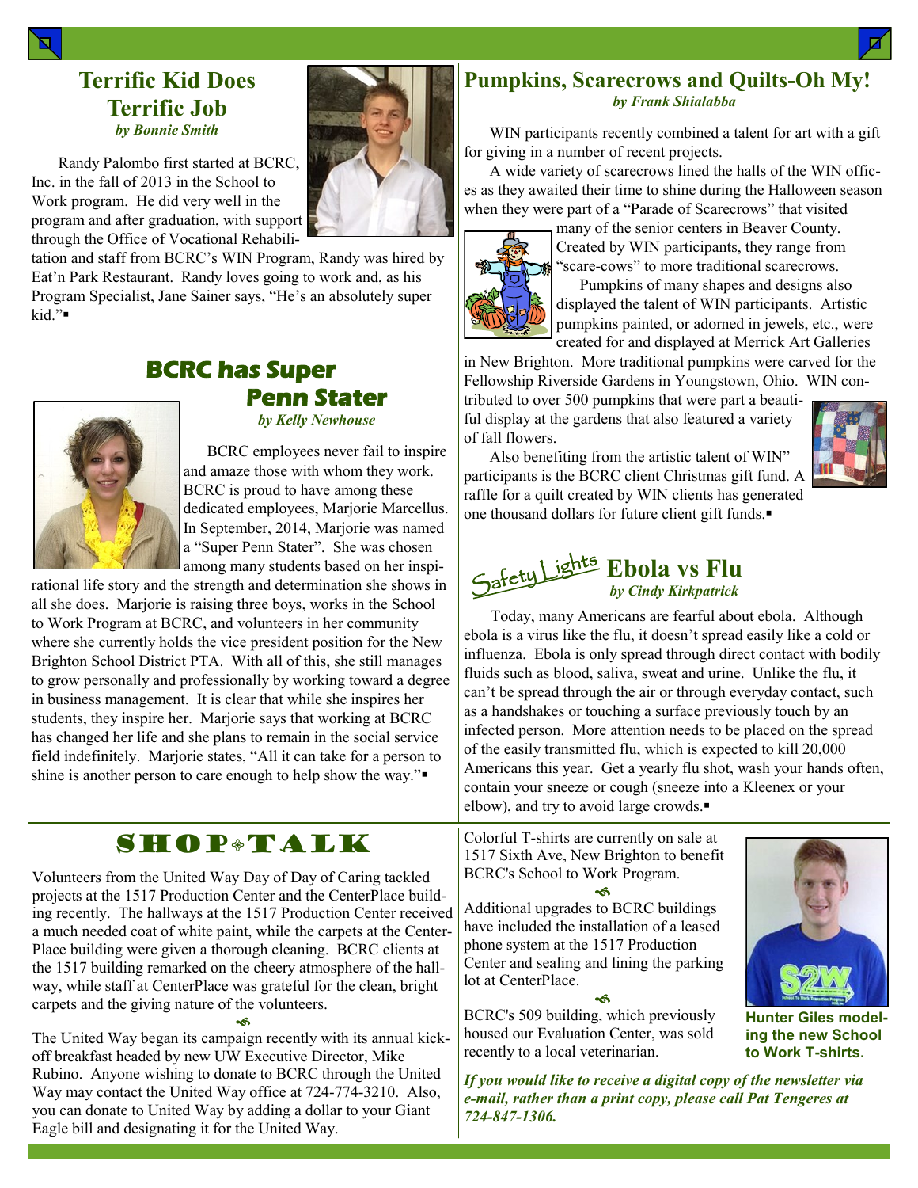## Terrific Kid Does Terrific Job

*by Bonnie Smith*

Randy Palombo first started at BCRC, Inc. in the fall of 2013 in the School to Work program. He did very well in the program and after graduation, with support through the Office of Vocational Rehabilitation and staff from BCRC's WIN Program, Randy was hired by Eat'n Park Restaurant. Randy loves going to work and, as his Program Specialist, Jane Sainer says, "He's an absolutely super kid."▪

## BCRC has Super Penn Stater

*by Kelly Newhouse*

BCRC employees never fail to inspire and amaze those with whom they work. BCRC is proud to have among these dedicated employees, Marjorie Marcellus. In September, 2014, Marjorie was named a "Super Penn Stater". She was chosen among many students based on her inspirational life story and the strength and determination she shows in all she does. Marjorie is raising three boys, works in the School to Work Program at BCRC, and volunteers in her community where she currently holds the vice president position for the New Brighton School District PTA. With all of this, she still manages to grow personally and professionally by working toward a degree in business management. It is clear that while she inspires her students, they inspire her. Marjorie says that working at BCRC has changed her life and she plans to remain in the social service field indefinitely. Marjorie states, "All it can take for a person to shine is another person to care enough to help show the way."▪

## Pumpkins, Scarecrows and Quilts-Oh My!

*by Frank Shialabba*

WIN participants recently combined a talent for art with a gift for giving in a number of recent projects.

A wide variety of scarecrows lined the halls of the WIN offices as they awaited their time to shine during the Halloween season when they were part of a "Parade of Scarecrows" that visited many of the senior centers in Beaver County. Created by WIN participants, they range from "scare-cows" to more traditional scarecrows.

Pumpkins of many shapes and designs also displayed the talent of WIN participants. Artistic pumpkins painted, or adorned in jewels, etc., were created for and displayed at Merrick Art Galleries in New Brighton. More traditional pumpkins were carved for the Fellowship Riverside Gardens in Youngstown, Ohio. WIN contributed to over 500 pumpkins that were part a beautiful display at the gardens that also featured a variety of fall flowers.

Also benefiting from the artistic talent of WIN" participants is the BCRC client Christmas gift fund. A raffle for a quilt created by WIN clients has generated one thousand dollars for future client gift funds.▪

## Safety Lights: Ebola vs Flu

*by Cindy Kirkpatrick*

Today, many Americans are fearful about ebola. Although ebola is a virus like the flu, it doesn't spread easily like a cold or influenza. Ebola is only spread through direct contact with bodily fluids such as blood, saliva, sweat and urine. Unlike the flu, it can't be spread through the air or through everyday contact, such as a handshakes or touching a surface previously touch by an infected person. More attention needs to be placed on the spread of the easily transmitted flu, which is expected to kill 20,000 Americans this year. Get a yearly flu shot, wash your hands often, contain your sneeze or cough (sneeze into a Kleenex or your elbow), and try to avoid large crowds.▪

## SHOP TALK

Volunteers from the United Way Day of Day of Caring tackled projects at the 1517 Production Center and the CenterPlace building recently. The hallways at the 1517 Production Center received a much needed coat of white paint, while the carpets at the CenterPlace building were given a thorough cleaning. BCRC clients at the 1517 building remarked on the cheery atmosphere of the hallway, while staff at CenterPlace was grateful for the clean, bright carpets and the giving nature of the volunteers.

The United Way began its campaign recently with its annual kick-off breakfast headed by new UW Executive Director, Mike Rubino. Anyone wishing to donate to BCRC through the United Way may contact the United Way office at 724-774-3210. Also, you can donate to United Way by adding a dollar to your Giant Eagle bill and designating it for the United Way.

Colorful T-shirts are currently on sale at 1517 Sixth Ave, New Brighton to benefit BCRC's School to Work Program.

Additional upgrades to BCRC buildings have included the installation of a leased phone system at the 1517 Production Center and sealing and lining the parking lot at CenterPlace.

BCRC's 509 building, which previously housed our Evaluation Center, was sold recently to a local veterinarian.

**Hunter Giles modeling the new School to Work T-shirts.**

***If you would like to receive a digital copy of the newsletter via e-mail, rather than a print copy, please call Pat Tengeres at 724-847-1306.***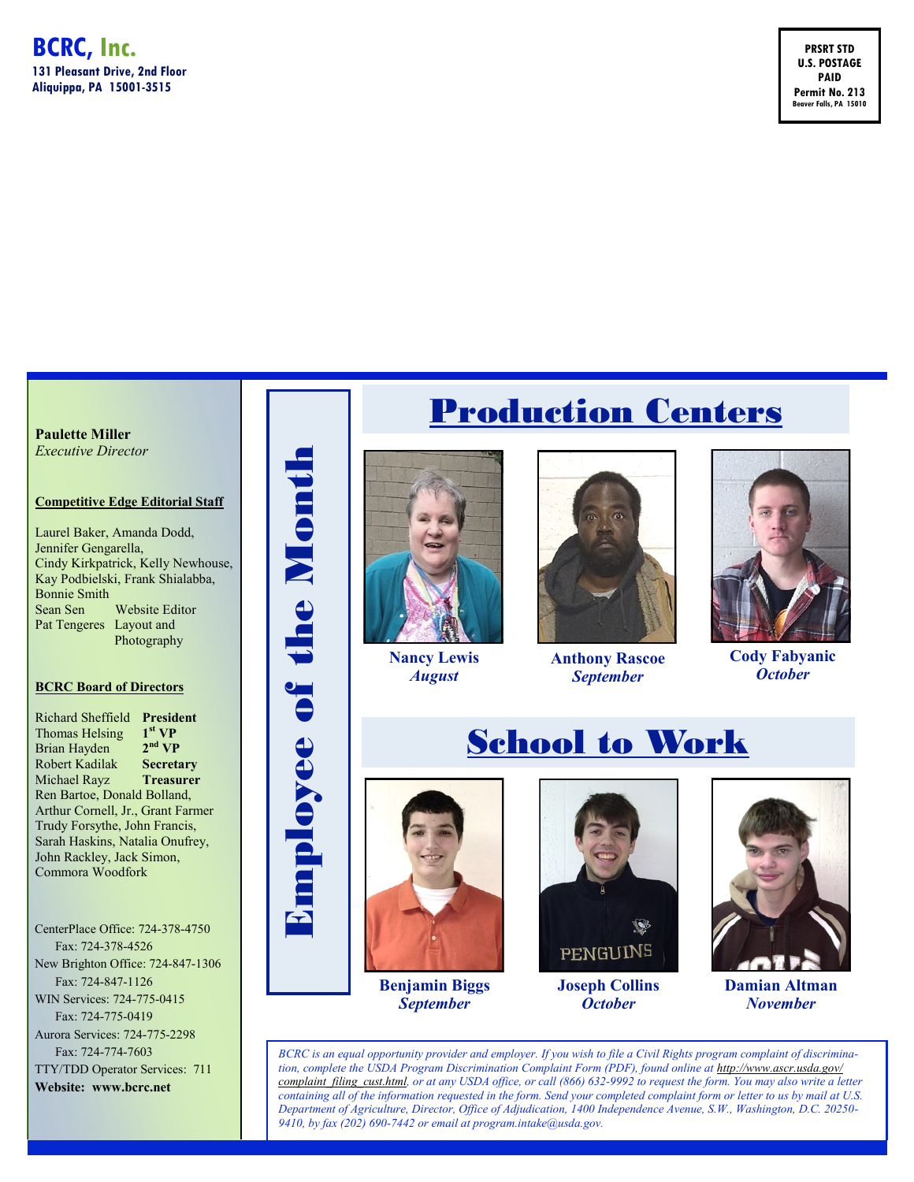**BCRC, Inc.**
131 Pleasant Drive, 2nd Floor
Aliquippa, PA 15001-3515

PRSRT STD
U.S. POSTAGE
PAID
Permit No. 213
Beaver Falls, PA 15010

**Paulette Miller**
*Executive Director*

**Competitive Edge Editorial Staff**

Laurel Baker, Amanda Dodd, Jennifer Gengarella, Cindy Kirkpatrick, Kelly Newhouse, Kay Podbielski, Frank Shialabba, Bonnie Smith
Sean Sen — Website Editor
Pat Tengeres — Layout and Photography

**BCRC Board of Directors**

Richard Sheffield — **President**
Thomas Helsing — **1st VP**
Brian Hayden — **2nd VP**
Robert Kadilak — **Secretary**
Michael Rayz — **Treasurer**
Ren Bartoe, Donald Bolland, Arthur Cornell, Jr., Grant Farmer Trudy Forsythe, John Francis, Sarah Haskins, Natalia Onufrey, John Rackley, Jack Simon, Commora Woodfork

CenterPlace Office: 724-378-4750
Fax: 724-378-4526
New Brighton Office: 724-847-1306
Fax: 724-847-1126
WIN Services: 724-775-0415
Fax: 724-775-0419
Aurora Services: 724-775-2298
Fax: 724-774-7603
TTY/TDD Operator Services: 711
**Website: www.bcrc.net**

# Employee of the Month

## Production Centers

**Nancy Lewis**
*August*

**Anthony Rascoe**
*September*

**Cody Fabyanic**
*October*

## School to Work

**Benjamin Biggs**
*September*

**Joseph Collins**
*October*

**Damian Altman**
*November*

*BCRC is an equal opportunity provider and employer. If you wish to file a Civil Rights program complaint of discrimination, complete the USDA Program Discrimination Complaint Form (PDF), found online at http://www.ascr.usda.gov/complaint_filing_cust.html, or at any USDA office, or call (866) 632-9992 to request the form. You may also write a letter containing all of the information requested in the form. Send your completed complaint form or letter to us by mail at U.S. Department of Agriculture, Director, Office of Adjudication, 1400 Independence Avenue, S.W., Washington, D.C. 20250-9410, by fax (202) 690-7442 or email at program.intake@usda.gov.*